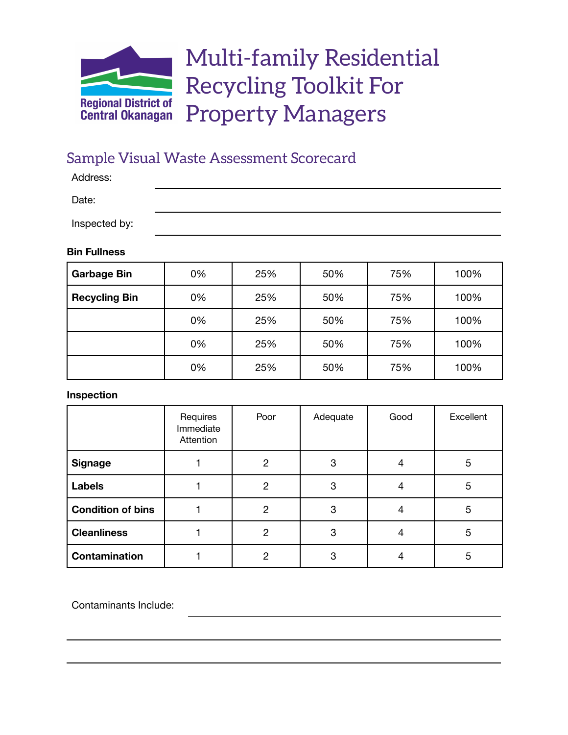Regional District of Central Okanagan

# Multi-family Residential Recycling Toolkit For Property Managers

## Sample Visual Waste Assessment Scorecard

Address: ______________________________

Date: ______________________________

Inspected by: ______________________________

**Bin Fullness**

| | | | | | |
|---|---|---|---|---|---|
| **Garbage Bin** | 0% | 25% | 50% | 75% | 100% |
| **Recycling Bin** | 0% | 25% | 50% | 75% | 100% |
| | 0% | 25% | 50% | 75% | 100% |
| | 0% | 25% | 50% | 75% | 100% |
| | 0% | 25% | 50% | 75% | 100% |

**Inspection**

| | Requires Immediate Attention | Poor | Adequate | Good | Excellent |
|---|---|---|---|---|---|
| **Signage** | 1 | 2 | 3 | 4 | 5 |
| **Labels** | 1 | 2 | 3 | 4 | 5 |
| **Condition of bins** | 1 | 2 | 3 | 4 | 5 |
| **Cleanliness** | 1 | 2 | 3 | 4 | 5 |
| **Contamination** | 1 | 2 | 3 | 4 | 5 |

Contaminants Include: ______________________________

______________________________

______________________________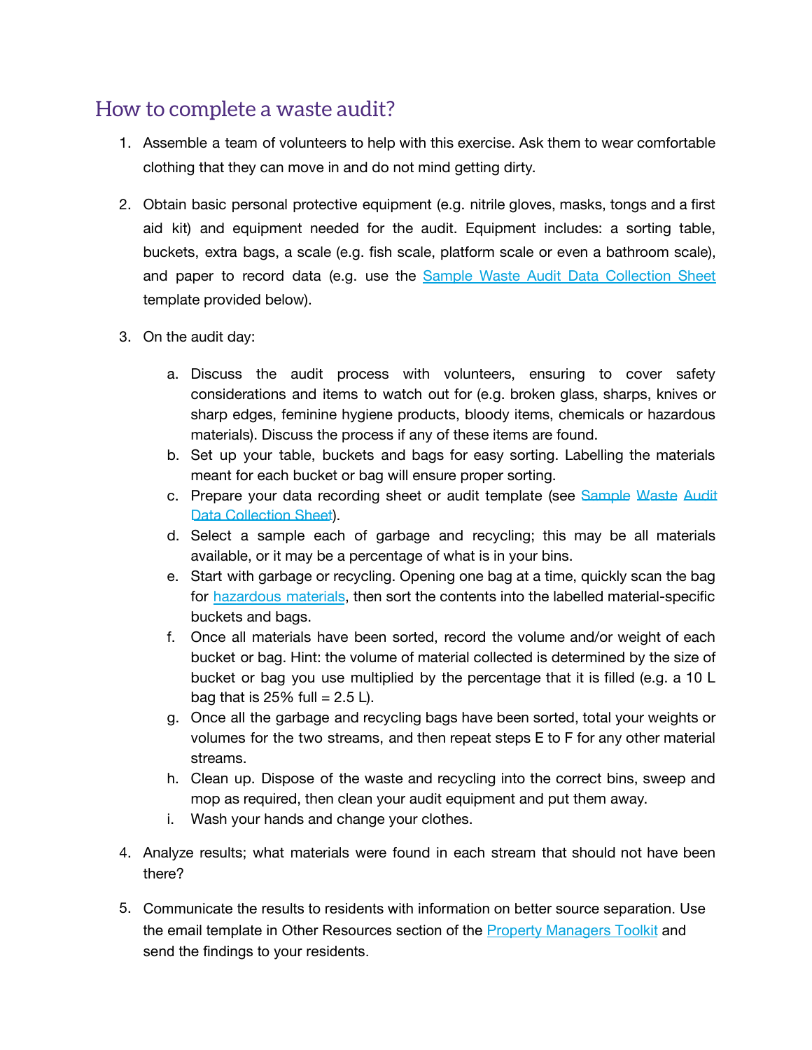## How to complete a waste audit?

1. Assemble a team of volunteers to help with this exercise. Ask them to wear comfortable clothing that they can move in and do not mind getting dirty.

2. Obtain basic personal protective equipment (e.g. nitrile gloves, masks, tongs and a first aid kit) and equipment needed for the audit. Equipment includes: a sorting table, buckets, extra bags, a scale (e.g. fish scale, platform scale or even a bathroom scale), and paper to record data (e.g. use the Sample Waste Audit Data Collection Sheet template provided below).

3. On the audit day:

   a. Discuss the audit process with volunteers, ensuring to cover safety considerations and items to watch out for (e.g. broken glass, sharps, knives or sharp edges, feminine hygiene products, bloody items, chemicals or hazardous materials). Discuss the process if any of these items are found.
   b. Set up your table, buckets and bags for easy sorting. Labelling the materials meant for each bucket or bag will ensure proper sorting.
   c. Prepare your data recording sheet or audit template (see Sample Waste Audit Data Collection Sheet).
   d. Select a sample each of garbage and recycling; this may be all materials available, or it may be a percentage of what is in your bins.
   e. Start with garbage or recycling. Opening one bag at a time, quickly scan the bag for hazardous materials, then sort the contents into the labelled material-specific buckets and bags.
   f. Once all materials have been sorted, record the volume and/or weight of each bucket or bag. Hint: the volume of material collected is determined by the size of bucket or bag you use multiplied by the percentage that it is filled (e.g. a 10 L bag that is 25% full = 2.5 L).
   g. Once all the garbage and recycling bags have been sorted, total your weights or volumes for the two streams, and then repeat steps E to F for any other material streams.
   h. Clean up. Dispose of the waste and recycling into the correct bins, sweep and mop as required, then clean your audit equipment and put them away.
   i. Wash your hands and change your clothes.

4. Analyze results; what materials were found in each stream that should not have been there?

5. Communicate the results to residents with information on better source separation. Use the email template in Other Resources section of the Property Managers Toolkit and send the findings to your residents.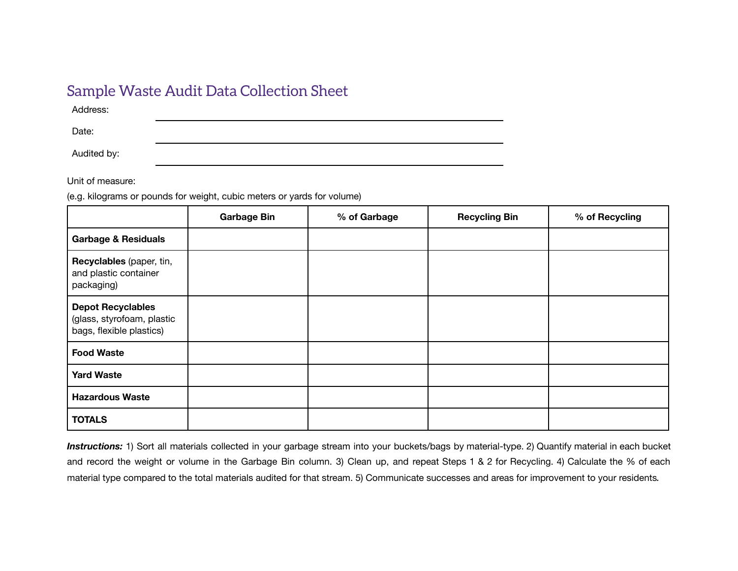## Sample Waste Audit Data Collection Sheet

Address: ______________________________

Date: ______________________________

Audited by: ______________________________

Unit of measure:

(e.g. kilograms or pounds for weight, cubic meters or yards for volume)

| | Garbage Bin | % of Garbage | Recycling Bin | % of Recycling |
|---|---|---|---|---|
| **Garbage & Residuals** | | | | |
| **Recyclables** (paper, tin, and plastic container packaging) | | | | |
| **Depot Recyclables** (glass, styrofoam, plastic bags, flexible plastics) | | | | |
| **Food Waste** | | | | |
| **Yard Waste** | | | | |
| **Hazardous Waste** | | | | |
| **TOTALS** | | | | |

***Instructions:*** 1) Sort all materials collected in your garbage stream into your buckets/bags by material-type. 2) Quantify material in each bucket and record the weight or volume in the Garbage Bin column. 3) Clean up, and repeat Steps 1 & 2 for Recycling. 4) Calculate the % of each material type compared to the total materials audited for that stream. 5) Communicate successes and areas for improvement to your residents.